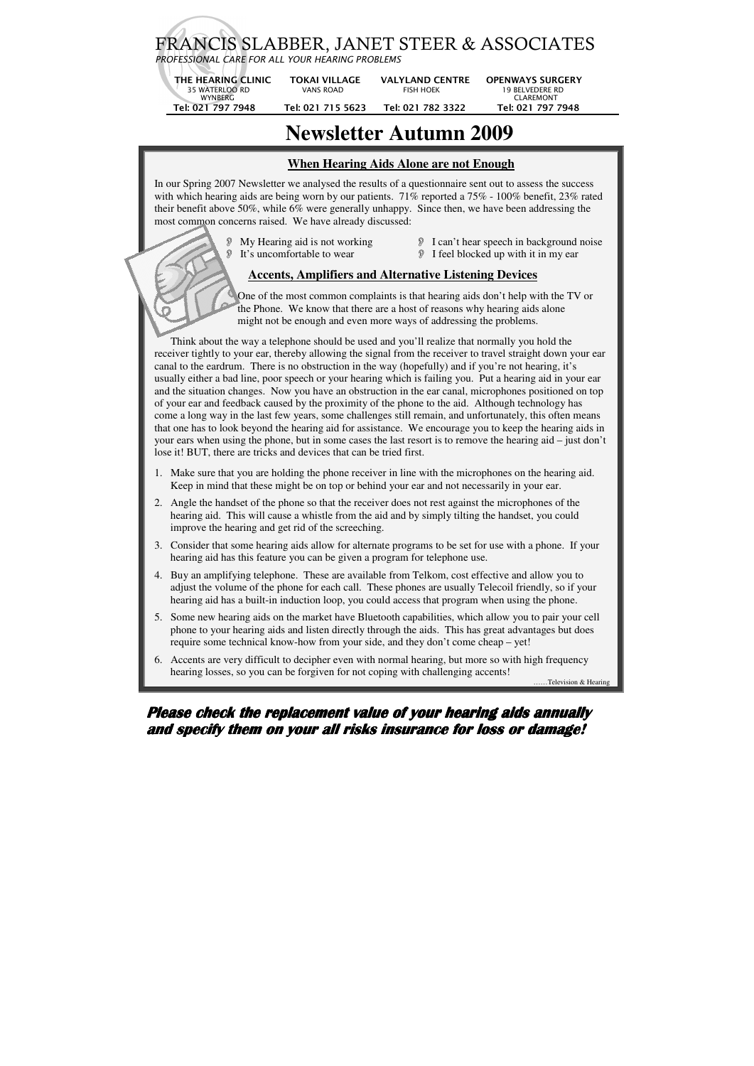# FRANCIS SLABBER, JANET STEER & ASSOCIATES

*PROFESSIONAL CARE FOR ALL YOUR HEARING PROBLEMS*

| THE HEARING CLINIC | TOKAI VILLAGE | VALYLAND CENTRE | OPENWAYS SURGERY |
|---|---|---|---|
| 35 WATERLOO RD WYNBERG | VANS ROAD | FISH HOEK | 19 BELVEDERE RD CLAREMONT |
| Tel: 021 797 7948 | Tel: 021 715 5623 | Tel: 021 782 3322 | Tel: 021 797 7948 |

# Newsletter Autumn 2009

## When Hearing Aids Alone are not Enough

In our Spring 2007 Newsletter we analysed the results of a questionnaire sent out to assess the success with which hearing aids are being worn by our patients. 71% reported a 75% - 100% benefit, 23% rated their benefit above 50%, while 6% were generally unhappy. Since then, we have been addressing the most common concerns raised. We have already discussed:

- My Hearing aid is not working
- It's uncomfortable to wear
- I can't hear speech in background noise
- I feel blocked up with it in my ear

## Accents, Amplifiers and Alternative Listening Devices

One of the most common complaints is that hearing aids don't help with the TV or the Phone. We know that there are a host of reasons why hearing aids alone might not be enough and even more ways of addressing the problems.

Think about the way a telephone should be used and you'll realize that normally you hold the receiver tightly to your ear, thereby allowing the signal from the receiver to travel straight down your ear canal to the eardrum. There is no obstruction in the way (hopefully) and if you're not hearing, it's usually either a bad line, poor speech or your hearing which is failing you. Put a hearing aid in your ear and the situation changes. Now you have an obstruction in the ear canal, microphones positioned on top of your ear and feedback caused by the proximity of the phone to the aid. Although technology has come a long way in the last few years, some challenges still remain, and unfortunately, this often means that one has to look beyond the hearing aid for assistance. We encourage you to keep the hearing aids in your ears when using the phone, but in some cases the last resort is to remove the hearing aid – just don't lose it! BUT, there are tricks and devices that can be tried first.

1. Make sure that you are holding the phone receiver in line with the microphones on the hearing aid. Keep in mind that these might be on top or behind your ear and not necessarily in your ear.
2. Angle the handset of the phone so that the receiver does not rest against the microphones of the hearing aid. This will cause a whistle from the aid and by simply tilting the handset, you could improve the hearing and get rid of the screeching.
3. Consider that some hearing aids allow for alternate programs to be set for use with a phone. If your hearing aid has this feature you can be given a program for telephone use.
4. Buy an amplifying telephone. These are available from Telkom, cost effective and allow you to adjust the volume of the phone for each call. These phones are usually Telecoil friendly, so if your hearing aid has a built-in induction loop, you could access that program when using the phone.
5. Some new hearing aids on the market have Bluetooth capabilities, which allow you to pair your cell phone to your hearing aids and listen directly through the aids. This has great advantages but does require some technical know-how from your side, and they don't come cheap – yet!
6. Accents are very difficult to decipher even with normal hearing, but more so with high frequency hearing losses, so you can be forgiven for not coping with challenging accents!

……Television & Hearing

***Please check the replacement value of your hearing aids annually and specify them on your all risks insurance for loss or damage!***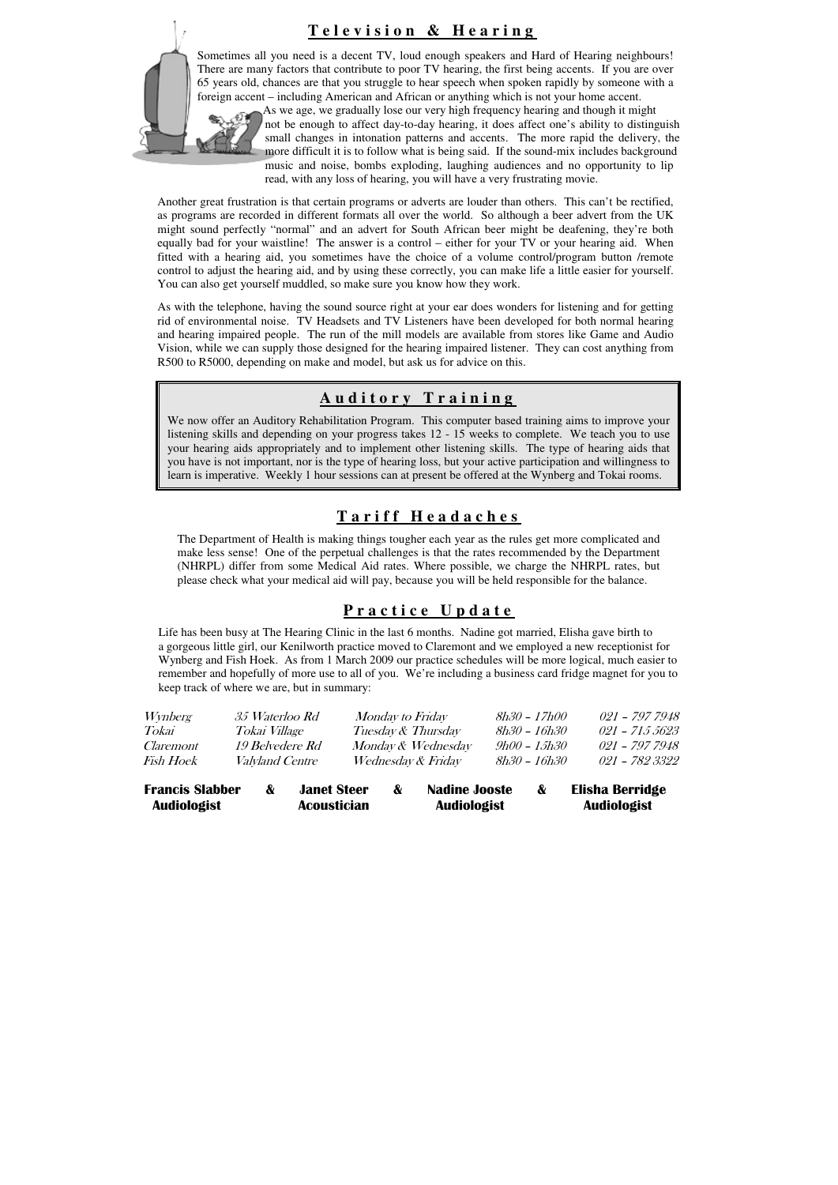## Television & Hearing

Sometimes all you need is a decent TV, loud enough speakers and Hard of Hearing neighbours! There are many factors that contribute to poor TV hearing, the first being accents. If you are over 65 years old, chances are that you struggle to hear speech when spoken rapidly by someone with a foreign accent – including American and African or anything which is not your home accent. As we age, we gradually lose our very high frequency hearing and though it might not be enough to affect day-to-day hearing, it does affect one's ability to distinguish small changes in intonation patterns and accents. The more rapid the delivery, the more difficult it is to follow what is being said. If the sound-mix includes background music and noise, bombs exploding, laughing audiences and no opportunity to lip read, with any loss of hearing, you will have a very frustrating movie.

Another great frustration is that certain programs or adverts are louder than others. This can't be rectified, as programs are recorded in different formats all over the world. So although a beer advert from the UK might sound perfectly "normal" and an advert for South African beer might be deafening, they're both equally bad for your waistline! The answer is a control – either for your TV or your hearing aid. When fitted with a hearing aid, you sometimes have the choice of a volume control/program button /remote control to adjust the hearing aid, and by using these correctly, you can make life a little easier for yourself. You can also get yourself muddled, so make sure you know how they work.

As with the telephone, having the sound source right at your ear does wonders for listening and for getting rid of environmental noise. TV Headsets and TV Listeners have been developed for both normal hearing and hearing impaired people. The run of the mill models are available from stores like Game and Audio Vision, while we can supply those designed for the hearing impaired listener. They can cost anything from R500 to R5000, depending on make and model, but ask us for advice on this.

## Auditory Training

We now offer an Auditory Rehabilitation Program. This computer based training aims to improve your listening skills and depending on your progress takes 12 - 15 weeks to complete. We teach you to use your hearing aids appropriately and to implement other listening skills. The type of hearing aids that you have is not important, nor is the type of hearing loss, but your active participation and willingness to learn is imperative. Weekly 1 hour sessions can at present be offered at the Wynberg and Tokai rooms.

## Tariff Headaches

The Department of Health is making things tougher each year as the rules get more complicated and make less sense! One of the perpetual challenges is that the rates recommended by the Department (NHRPL) differ from some Medical Aid rates. Where possible, we charge the NHRPL rates, but please check what your medical aid will pay, because you will be held responsible for the balance.

## Practice Update

Life has been busy at The Hearing Clinic in the last 6 months. Nadine got married, Elisha gave birth to a gorgeous little girl, our Kenilworth practice moved to Claremont and we employed a new receptionist for Wynberg and Fish Hoek. As from 1 March 2009 our practice schedules will be more logical, much easier to remember and hopefully of more use to all of you. We're including a business card fridge magnet for you to keep track of where we are, but in summary:

| | | | | |
|---|---|---|---|---|
| *Wynberg* | *35 Waterloo Rd* | *Monday to Friday* | *8h30 – 17h00* | *021 – 797 7948* |
| *Tokai* | *Tokai Village* | *Tuesday & Thursday* | *8h30 – 16h30* | *021 – 715 5623* |
| *Claremont* | *19 Belvedere Rd* | *Monday & Wednesday* | *9h00 – 13h30* | *021 – 797 7948* |
| *Fish Hoek* | *Valyland Centre* | *Wednesday & Friday* | *8h30 – 16h30* | *021 – 782 3322* |

**Francis Slabber** & **Janet Steer** & **Nadine Jooste** & **Elisha Berridge**
**Audiologist** **Acoustician** **Audiologist** **Audiologist**